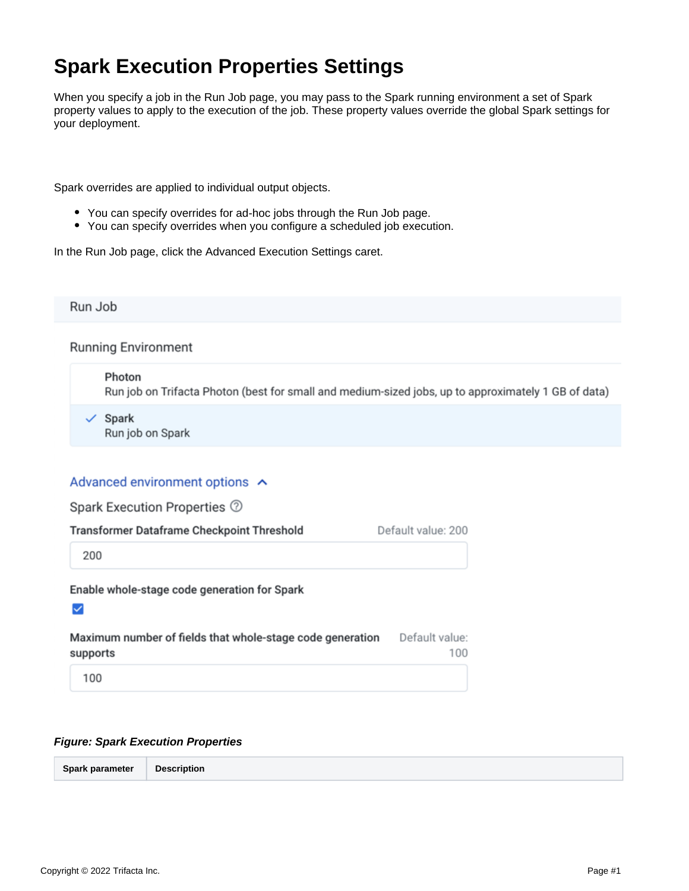# Spark Execution Properties Settings

When you specify a job in the Run Job page, you may pass to the Spark running environment a set of Spark property values to apply to the execution of the job. These property values override the global Spark settings for your deployment.

Spark overrides are applied to individual output objects.

- You can specify overrides for ad-hoc jobs through the Run Job page.
- You can specify overrides when you configure a scheduled job execution.

In the Run Job page, click the Advanced Execution Settings caret.

Run Job

Running Environment

Photon
Run job on Trifacta Photon (best for small and medium-sized jobs, up to approximately 1 GB of data)

✓ Spark
Run job on Spark

Advanced environment options

Spark Execution Properties

Transformer Dataframe Checkpoint Threshold — Default value: 200

200

Enable whole-stage code generation for Spark

☑

Maximum number of fields that whole-stage code generation supports — Default value: 100

100

***Figure: Spark Execution Properties***

| Spark parameter | Description |
| --- | --- |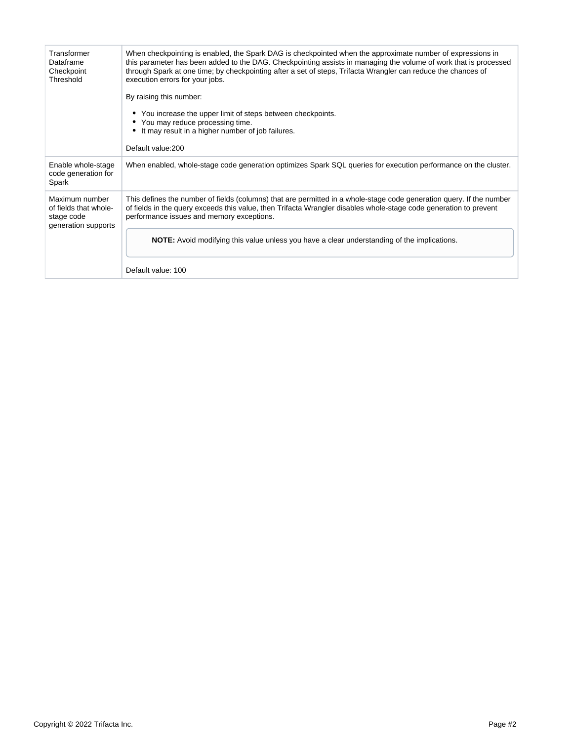| | |
|---|---|
| Transformer Dataframe Checkpoint Threshold | When checkpointing is enabled, the Spark DAG is checkpointed when the approximate number of expressions in this parameter has been added to the DAG. Checkpointing assists in managing the volume of work that is processed through Spark at one time; by checkpointing after a set of steps, Trifacta Wrangler can reduce the chances of execution errors for your jobs.<br><br>By raising this number:<br><br>• You increase the upper limit of steps between checkpoints.<br>• You may reduce processing time.<br>• It may result in a higher number of job failures.<br><br>Default value:200 |
| Enable whole-stage code generation for Spark | When enabled, whole-stage code generation optimizes Spark SQL queries for execution performance on the cluster. |
| Maximum number of fields that whole-stage code generation supports | This defines the number of fields (columns) that are permitted in a whole-stage code generation query. If the number of fields in the query exceeds this value, then Trifacta Wrangler disables whole-stage code generation to prevent performance issues and memory exceptions.<br><br>**NOTE:** Avoid modifying this value unless you have a clear understanding of the implications.<br><br>Default value: 100 |